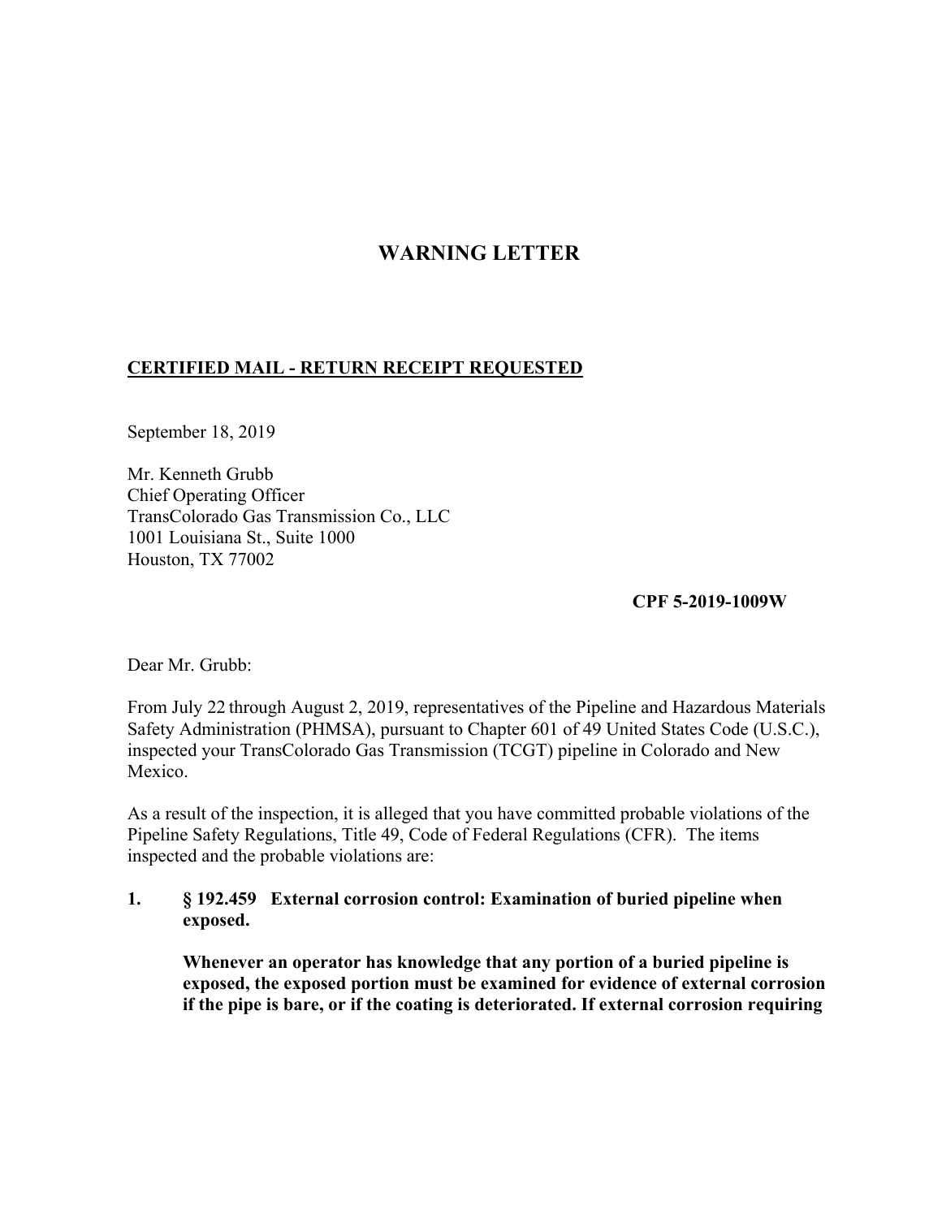# WARNING LETTER

**CERTIFIED MAIL - RETURN RECEIPT REQUESTED**

September 18, 2019

Mr. Kenneth Grubb
Chief Operating Officer
TransColorado Gas Transmission Co., LLC
1001 Louisiana St., Suite 1000
Houston, TX 77002

**CPF 5-2019-1009W**

Dear Mr. Grubb:

From July 22 through August 2, 2019, representatives of the Pipeline and Hazardous Materials Safety Administration (PHMSA), pursuant to Chapter 601 of 49 United States Code (U.S.C.), inspected your TransColorado Gas Transmission (TCGT) pipeline in Colorado and New Mexico.

As a result of the inspection, it is alleged that you have committed probable violations of the Pipeline Safety Regulations, Title 49, Code of Federal Regulations (CFR). The items inspected and the probable violations are:

**1. § 192.459 External corrosion control: Examination of buried pipeline when exposed.**

**Whenever an operator has knowledge that any portion of a buried pipeline is exposed, the exposed portion must be examined for evidence of external corrosion if the pipe is bare, or if the coating is deteriorated. If external corrosion requiring**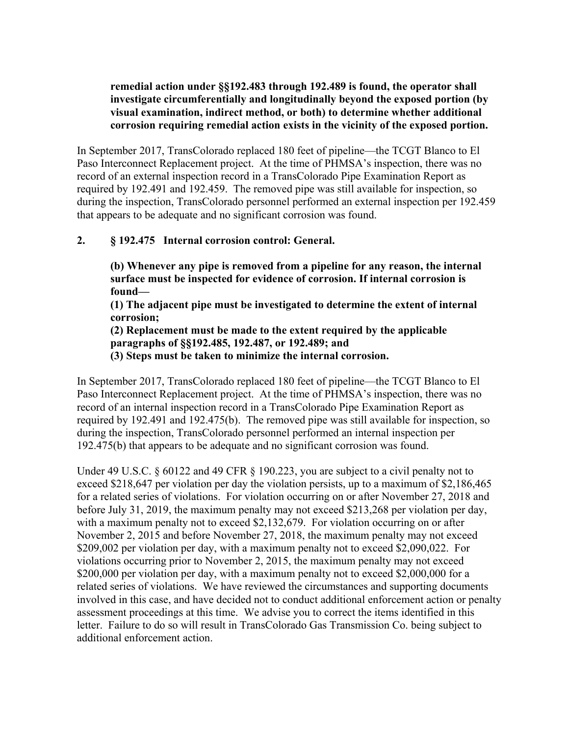**remedial action under §§192.483 through 192.489 is found, the operator shall investigate circumferentially and longitudinally beyond the exposed portion (by visual examination, indirect method, or both) to determine whether additional corrosion requiring remedial action exists in the vicinity of the exposed portion.**

In September 2017, TransColorado replaced 180 feet of pipeline—the TCGT Blanco to El Paso Interconnect Replacement project. At the time of PHMSA's inspection, there was no record of an external inspection record in a TransColorado Pipe Examination Report as required by 192.491 and 192.459. The removed pipe was still available for inspection, so during the inspection, TransColorado personnel performed an external inspection per 192.459 that appears to be adequate and no significant corrosion was found.

**2. § 192.475 Internal corrosion control: General.**

**(b) Whenever any pipe is removed from a pipeline for any reason, the internal surface must be inspected for evidence of corrosion. If internal corrosion is found—**
**(1) The adjacent pipe must be investigated to determine the extent of internal corrosion;**
**(2) Replacement must be made to the extent required by the applicable paragraphs of §§192.485, 192.487, or 192.489; and**
**(3) Steps must be taken to minimize the internal corrosion.**

In September 2017, TransColorado replaced 180 feet of pipeline—the TCGT Blanco to El Paso Interconnect Replacement project. At the time of PHMSA's inspection, there was no record of an internal inspection record in a TransColorado Pipe Examination Report as required by 192.491 and 192.475(b). The removed pipe was still available for inspection, so during the inspection, TransColorado personnel performed an internal inspection per 192.475(b) that appears to be adequate and no significant corrosion was found.

Under 49 U.S.C. § 60122 and 49 CFR § 190.223, you are subject to a civil penalty not to exceed $218,647 per violation per day the violation persists, up to a maximum of $2,186,465 for a related series of violations. For violation occurring on or after November 27, 2018 and before July 31, 2019, the maximum penalty may not exceed $213,268 per violation per day, with a maximum penalty not to exceed $2,132,679. For violation occurring on or after November 2, 2015 and before November 27, 2018, the maximum penalty may not exceed $209,002 per violation per day, with a maximum penalty not to exceed $2,090,022. For violations occurring prior to November 2, 2015, the maximum penalty may not exceed $200,000 per violation per day, with a maximum penalty not to exceed $2,000,000 for a related series of violations. We have reviewed the circumstances and supporting documents involved in this case, and have decided not to conduct additional enforcement action or penalty assessment proceedings at this time. We advise you to correct the items identified in this letter. Failure to do so will result in TransColorado Gas Transmission Co. being subject to additional enforcement action.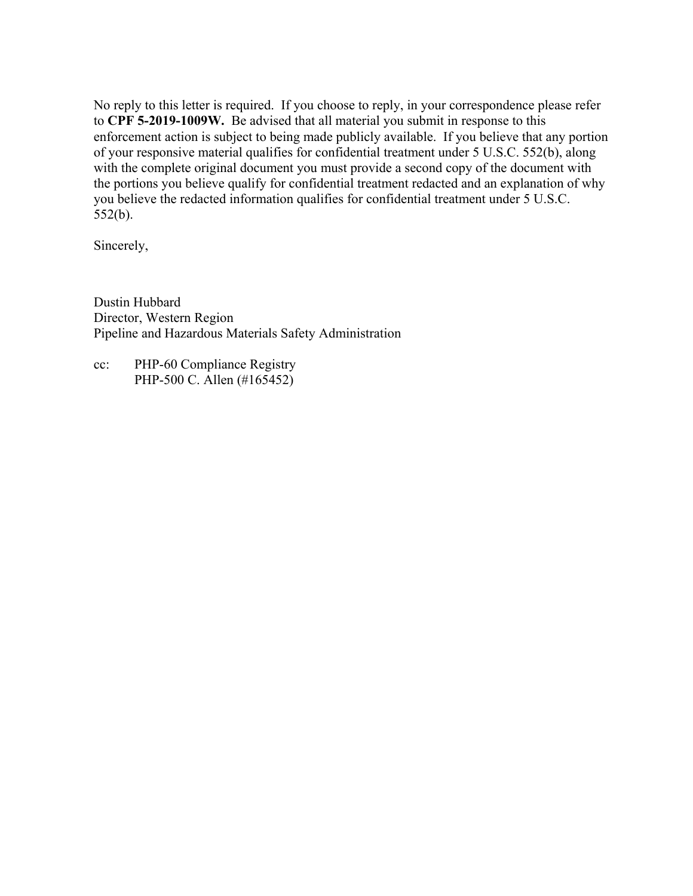No reply to this letter is required. If you choose to reply, in your correspondence please refer to **CPF 5-2019-1009W.** Be advised that all material you submit in response to this enforcement action is subject to being made publicly available. If you believe that any portion of your responsive material qualifies for confidential treatment under 5 U.S.C. 552(b), along with the complete original document you must provide a second copy of the document with the portions you believe qualify for confidential treatment redacted and an explanation of why you believe the redacted information qualifies for confidential treatment under 5 U.S.C. 552(b).

Sincerely,

Dustin Hubbard
Director, Western Region
Pipeline and Hazardous Materials Safety Administration

cc: PHP-60 Compliance Registry
PHP-500 C. Allen (#165452)